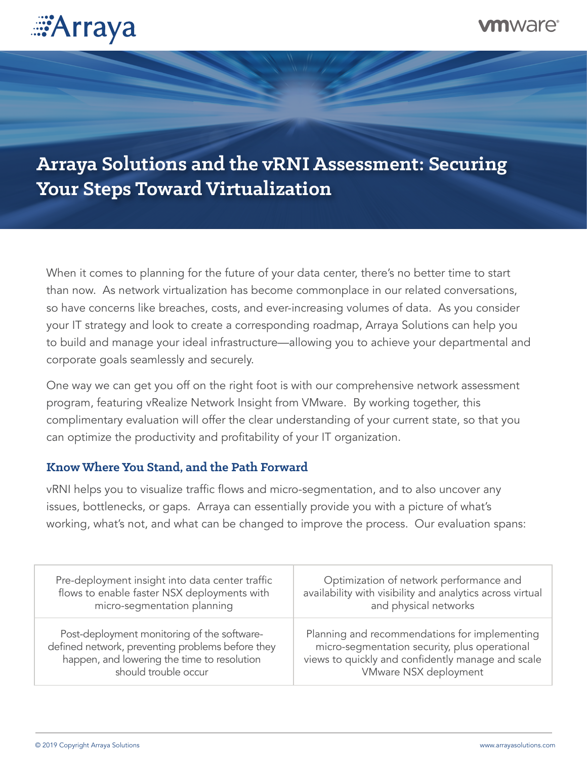# Arraya Solutions and the vRNI Assessment: Securing Your Steps Toward Virtualization

When it comes to planning for the future of your data center, there's no better time to start than now. As network virtualization has become commonplace in our related conversations, so have concerns like breaches, costs, and ever-increasing volumes of data. As you consider your IT strategy and look to create a corresponding roadmap, Arraya Solutions can help you to build and manage your ideal infrastructure—allowing you to achieve your departmental and corporate goals seamlessly and securely.

One way we can get you off on the right foot is with our comprehensive network assessment program, featuring vRealize Network Insight from VMware. By working together, this complimentary evaluation will offer the clear understanding of your current state, so that you can optimize the productivity and profitability of your IT organization.

## Know Where You Stand, and the Path Forward

vRNI helps you to visualize traffic flows and micro-segmentation, and to also uncover any issues, bottlenecks, or gaps. Arraya can essentially provide you with a picture of what's working, what's not, and what can be changed to improve the process. Our evaluation spans:

| | |
|---|---|
| Pre-deployment insight into data center traffic flows to enable faster NSX deployments with micro-segmentation planning | Optimization of network performance and availability with visibility and analytics across virtual and physical networks |
| Post-deployment monitoring of the software-defined network, preventing problems before they happen, and lowering the time to resolution should trouble occur | Planning and recommendations for implementing micro-segmentation security, plus operational views to quickly and confidently manage and scale VMware NSX deployment |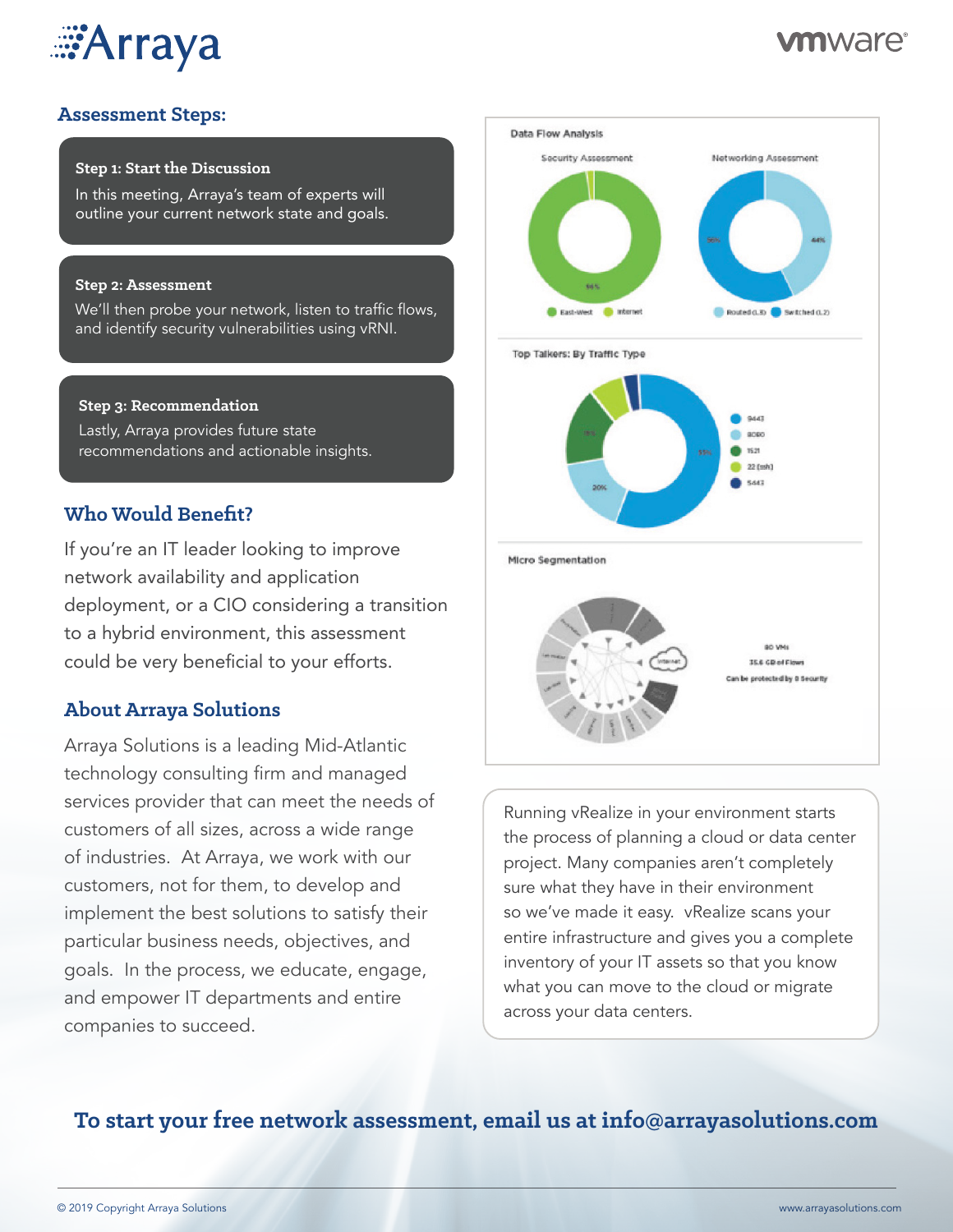## Assessment Steps:

**Step 1: Start the Discussion**

In this meeting, Arraya's team of experts will outline your current network state and goals.

**Step 2: Assessment**

We'll then probe your network, listen to traffic flows, and identify security vulnerabilities using vRNI.

**Step 3: Recommendation**

Lastly, Arraya provides future state recommendations and actionable insights.

## Who Would Benefit?

If you're an IT leader looking to improve network availability and application deployment, or a CIO considering a transition to a hybrid environment, this assessment could be very beneficial to your efforts.

## About Arraya Solutions

Arraya Solutions is a leading Mid-Atlantic technology consulting firm and managed services provider that can meet the needs of customers of all sizes, across a wide range of industries. At Arraya, we work with our customers, not for them, to develop and implement the best solutions to satisfy their particular business needs, objectives, and goals. In the process, we educate, engage, and empower IT departments and entire companies to succeed.

Data Flow Analysis

Security Assessment

Networking Assessment

East-West
Internet

Routed (L3)
Switched (L2)

Top Talkers: By Traffic Type

9443
8080
1521
22 (ssh)
5443

Micro Segmentation

80 VMs
35.6 GB of Flows
Can be protected by 8 Security

Running vRealize in your environment starts the process of planning a cloud or data center project. Many companies aren't completely sure what they have in their environment so we've made it easy. vRealize scans your entire infrastructure and gives you a complete inventory of your IT assets so that you know what you can move to the cloud or migrate across your data centers.

**To start your free network assessment, email us at info@arrayasolutions.com**

© 2019 Copyright Arraya Solutions

www.arrayasolutions.com